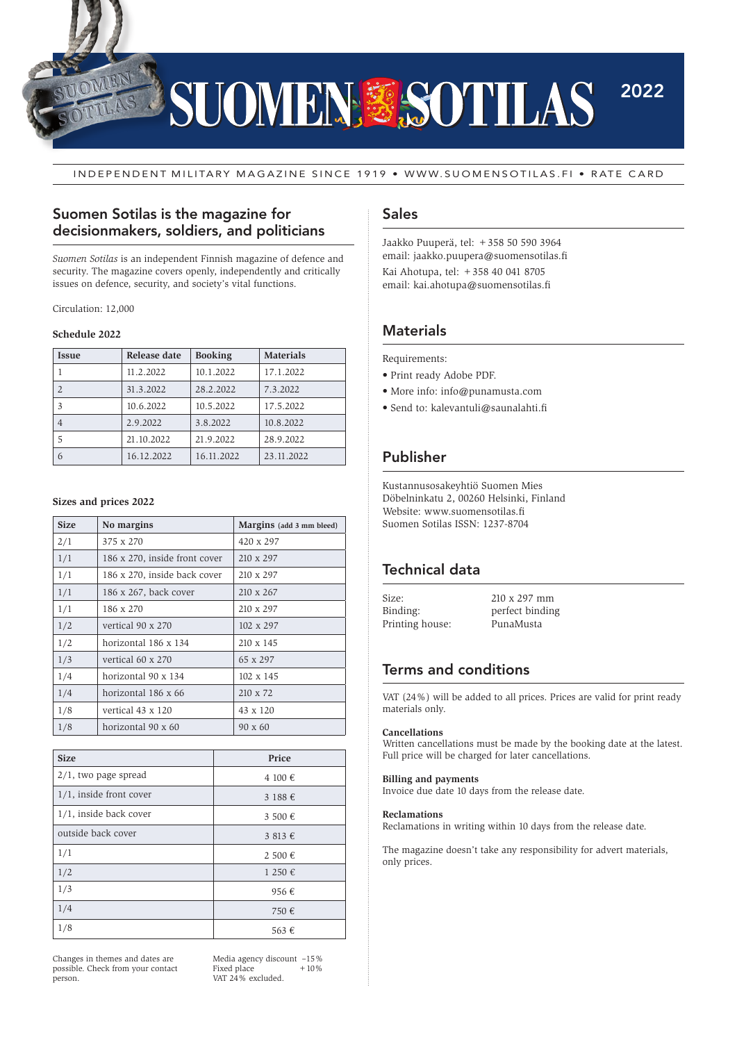# SUOMEN SOTILAS 2022

INDEPENDENT MILITARY MAGAZINE SINCE 1919 • WWW.SUOMENSOTILAS.FI • RATE CARD

## Suomen Sotilas is the magazine for decisionmakers, soldiers, and politicians

*Suomen Sotilas* is an independent Finnish magazine of defence and security. The magazine covers openly, independently and critically issues on defence, security, and society's vital functions.

Circulation: 12,000

### Schedule 2022

| Issue | Release date | Booking | Materials |
|---|---|---|---|
| 1 | 11.2.2022 | 10.1.2022 | 17.1.2022 |
| 2 | 31.3.2022 | 28.2.2022 | 7.3.2022 |
| 3 | 10.6.2022 | 10.5.2022 | 17.5.2022 |
| 4 | 2.9.2022 | 3.8.2022 | 10.8.2022 |
| 5 | 21.10.2022 | 21.9.2022 | 28.9.2022 |
| 6 | 16.12.2022 | 16.11.2022 | 23.11.2022 |

### Sizes and prices 2022

| Size | No margins | Margins (add 3 mm bleed) |
|---|---|---|
| 2/1 | 375 x 270 | 420 x 297 |
| 1/1 | 186 x 270, inside front cover | 210 x 297 |
| 1/1 | 186 x 270, inside back cover | 210 x 297 |
| 1/1 | 186 x 267, back cover | 210 x 267 |
| 1/1 | 186 x 270 | 210 x 297 |
| 1/2 | vertical 90 x 270 | 102 x 297 |
| 1/2 | horizontal 186 x 134 | 210 x 145 |
| 1/3 | vertical 60 x 270 | 65 x 297 |
| 1/4 | horizontal 90 x 134 | 102 x 145 |
| 1/4 | horizontal 186 x 66 | 210 x 72 |
| 1/8 | vertical 43 x 120 | 43 x 120 |
| 1/8 | horizontal 90 x 60 | 90 x 60 |

| Size | Price |
|---|---|
| 2/1, two page spread | 4 100 € |
| 1/1, inside front cover | 3 188 € |
| 1/1, inside back cover | 3 500 € |
| outside back cover | 3 813 € |
| 1/1 | 2 500 € |
| 1/2 | 1 250 € |
| 1/3 | 956 € |
| 1/4 | 750 € |
| 1/8 | 563 € |

Changes in themes and dates are possible. Check from your contact person.

Media agency discount −15 %
Fixed place +10 %
VAT 24 % excluded.

## Sales

Jaakko Puuperä, tel: +358 50 590 3964
email: jaakko.puupera@suomensotilas.fi
Kai Ahotupa, tel: +358 40 041 8705
email: kai.ahotupa@suomensotilas.fi

## Materials

Requirements:

- Print ready Adobe PDF.
- More info: info@punamusta.com
- Send to: kalevantuli@saunalahti.fi

## Publisher

Kustannusosakeyhtiö Suomen Mies
Döbelninkatu 2, 00260 Helsinki, Finland
Website: www.suomensotilas.fi
Suomen Sotilas ISSN: 1237-8704

## Technical data

| | |
|---|---|
| Size: | 210 x 297 mm |
| Binding: | perfect binding |
| Printing house: | PunaMusta |

## Terms and conditions

VAT (24 %) will be added to all prices. Prices are valid for print ready materials only.

**Cancellations**
Written cancellations must be made by the booking date at the latest. Full price will be charged for later cancellations.

**Billing and payments**
Invoice due date 10 days from the release date.

**Reclamations**
Reclamations in writing within 10 days from the release date.

The magazine doesn't take any responsibility for advert materials, only prices.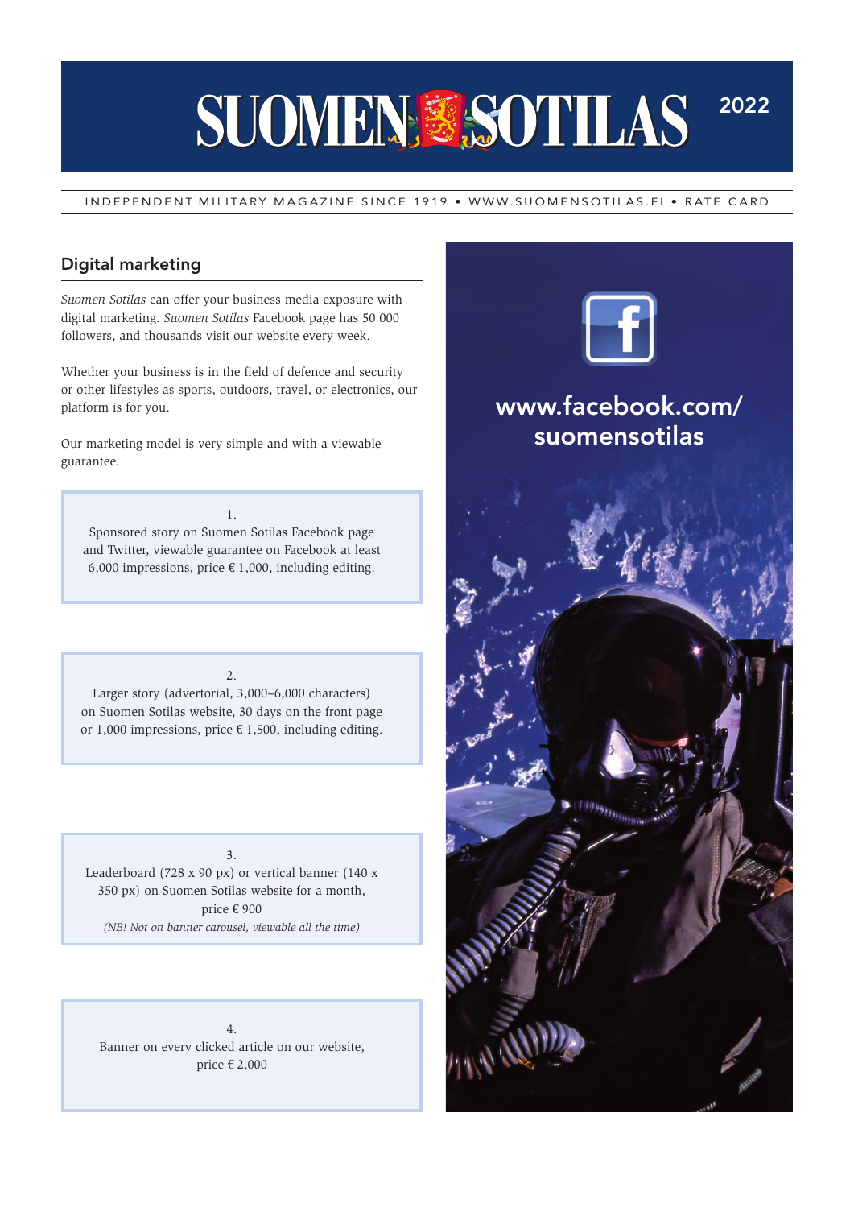# SUOMEN SOTILAS 2022

INDEPENDENT MILITARY MAGAZINE SINCE 1919 • WWW.SUOMENSOTILAS.FI • RATE CARD

## Digital marketing

*Suomen Sotilas* can offer your business media exposure with digital marketing. *Suomen Sotilas* Facebook page has 50 000 followers, and thousands visit our website every week.

Whether your business is in the field of defence and security or other lifestyles as sports, outdoors, travel, or electronics, our platform is for you.

Our marketing model is very simple and with a viewable guarantee.

1\.
Sponsored story on Suomen Sotilas Facebook page and Twitter, viewable guarantee on Facebook at least 6,000 impressions, price € 1,000, including editing.

2\.
Larger story (advertorial, 3,000–6,000 characters) on Suomen Sotilas website, 30 days on the front page or 1,000 impressions, price € 1,500, including editing.

3\.
Leaderboard (728 x 90 px) or vertical banner (140 x 350 px) on Suomen Sotilas website for a month, price € 900
*(NB! Not on banner carousel, viewable all the time)*

4\.
Banner on every clicked article on our website, price € 2,000

www.facebook.com/suomensotilas